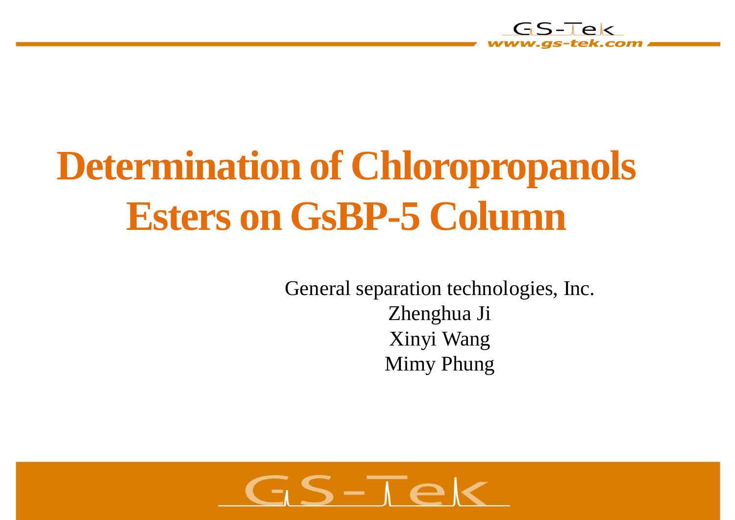# Determination of Chloropropanols Esters on GsBP-5 Column

General separation technologies, Inc.

Zhenghua Ji

Xinyi Wang

Mimy Phung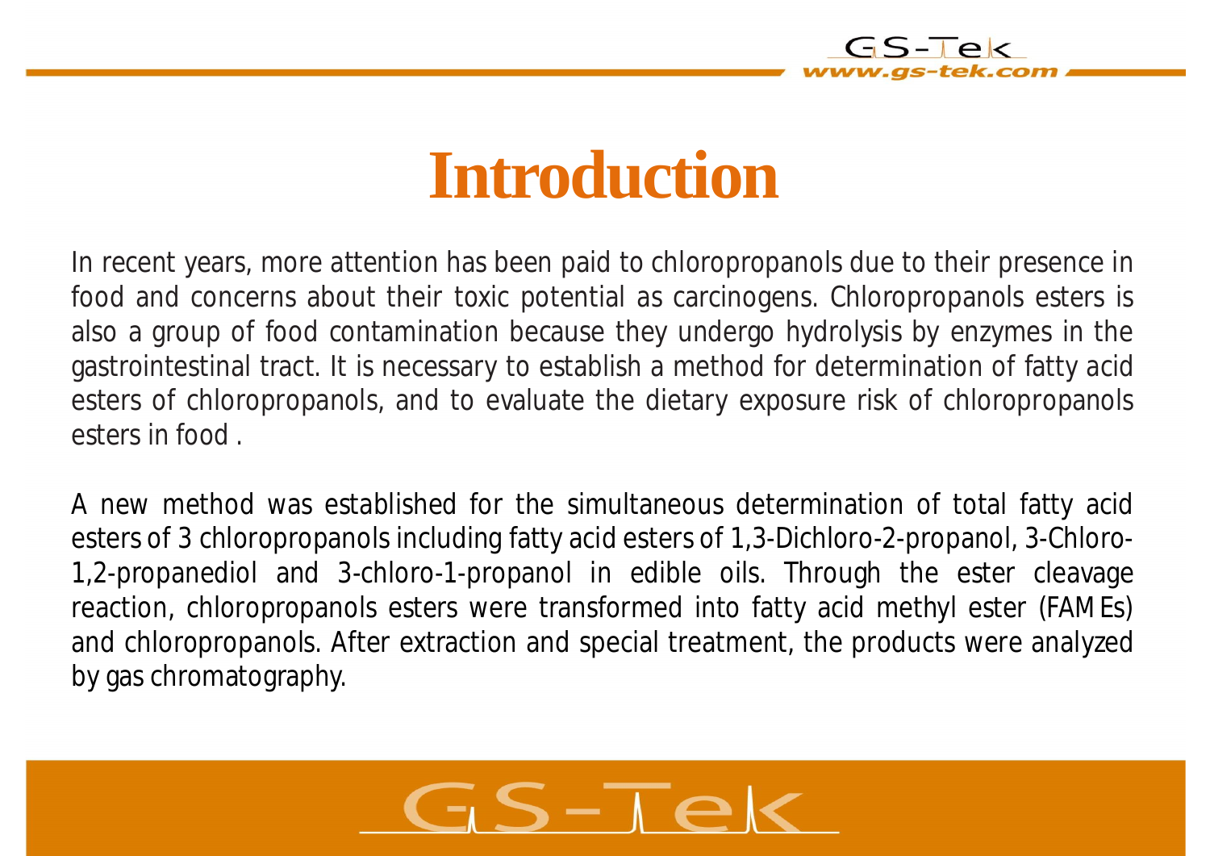# Introduction

In recent years, more attention has been paid to chloropropanols due to their presence in food and concerns about their toxic potential as carcinogens. Chloropropanols esters is also a group of food contamination because they undergo hydrolysis by enzymes in the gastrointestinal tract. It is necessary to establish a method for determination of fatty acid esters of chloropropanols, and to evaluate the dietary exposure risk of chloropropanols esters in food .

A new method was established for the simultaneous determination of total fatty acid esters of 3 chloropropanols including fatty acid esters of 1,3-Dichloro-2-propanol, 3-Chloro-1,2-propanediol and 3-chloro-1-propanol in edible oils. Through the ester cleavage reaction, chloropropanols esters were transformed into fatty acid methyl ester (FAMEs) and chloropropanols. After extraction and special treatment, the products were analyzed by gas chromatography.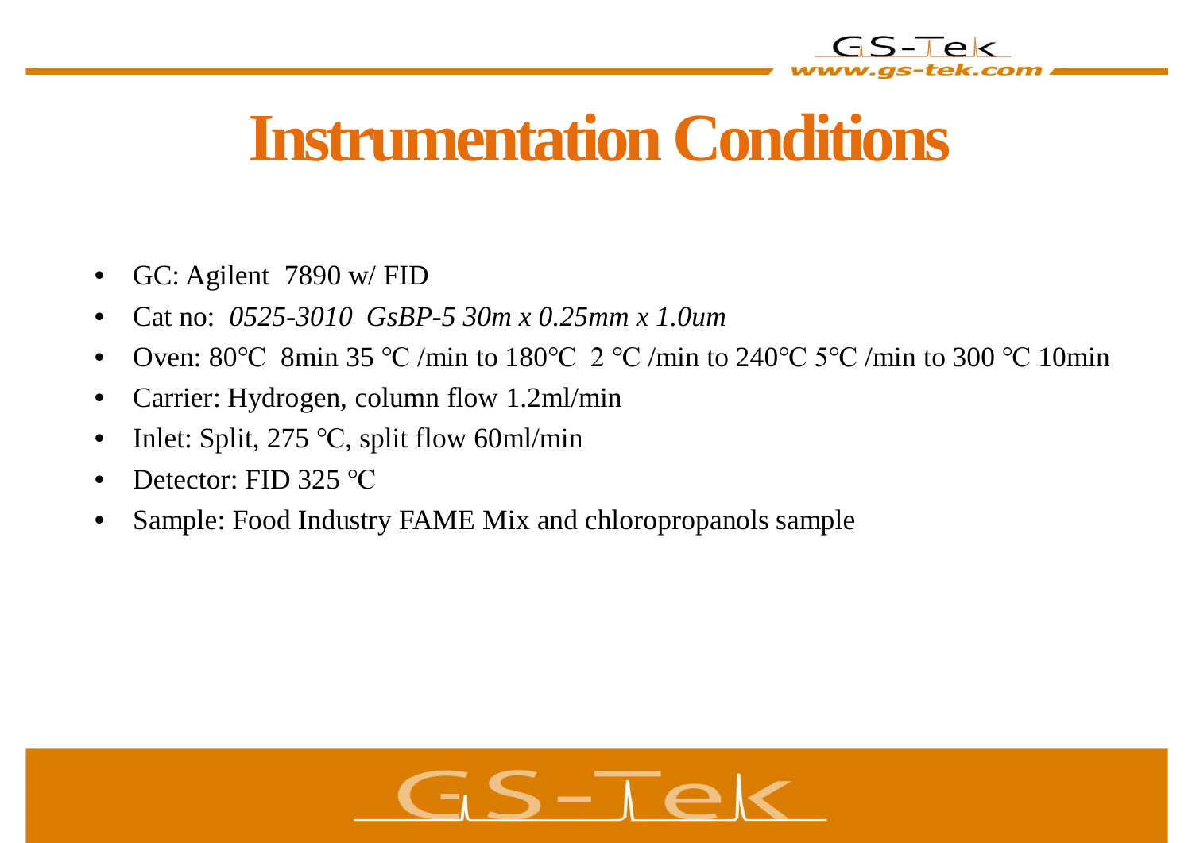# Instrumentation Conditions

- GC: Agilent 7890 w/ FID
- Cat no: *0525-3010 GsBP-5 30m x 0.25mm x 1.0um*
- Oven: 80℃ 8min 35 ℃ /min to 180℃ 2 ℃ /min to 240℃ 5℃ /min to 300 ℃ 10min
- Carrier: Hydrogen, column flow 1.2ml/min
- Inlet: Split, 275 ℃, split flow 60ml/min
- Detector: FID 325 ℃
- Sample: Food Industry FAME Mix and chloropropanols sample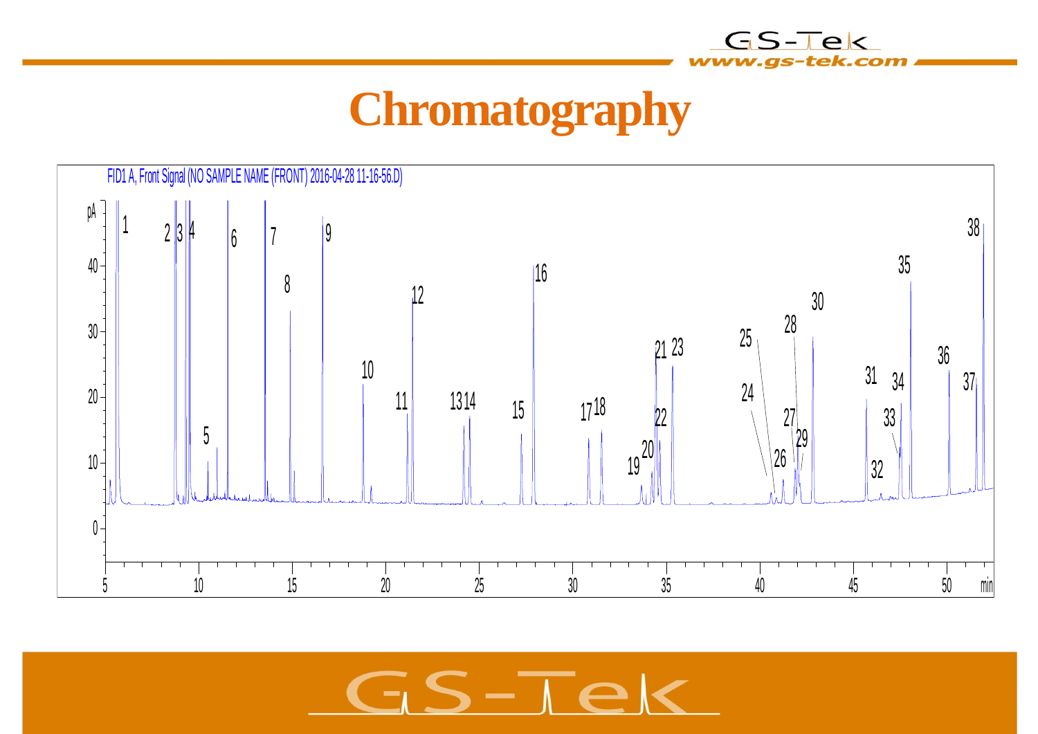# Chromatography

FID1 A, Front Signal (NO SAMPLE NAME (FRONT) 2016-04-28 11-16-56.D)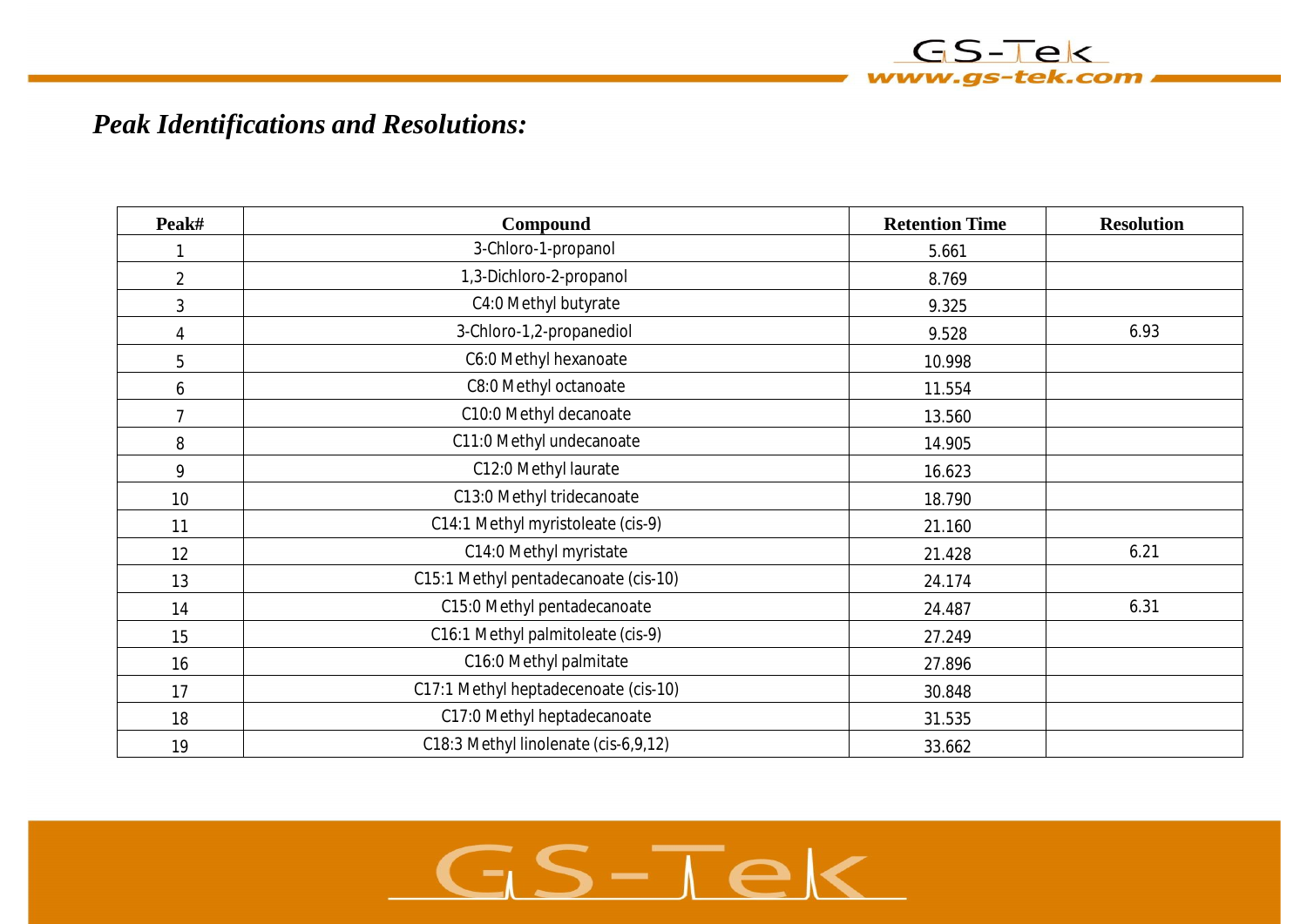## *Peak Identifications and Resolutions:*

| Peak# | Compound | Retention Time | Resolution |
|---|---|---|---|
| 1 | 3-Chloro-1-propanol | 5.661 | |
| 2 | 1,3-Dichloro-2-propanol | 8.769 | |
| 3 | C4:0 Methyl butyrate | 9.325 | |
| 4 | 3-Chloro-1,2-propanediol | 9.528 | 6.93 |
| 5 | C6:0 Methyl hexanoate | 10.998 | |
| 6 | C8:0 Methyl octanoate | 11.554 | |
| 7 | C10:0 Methyl decanoate | 13.560 | |
| 8 | C11:0 Methyl undecanoate | 14.905 | |
| 9 | C12:0 Methyl laurate | 16.623 | |
| 10 | C13:0 Methyl tridecanoate | 18.790 | |
| 11 | C14:1 Methyl myristoleate (cis-9) | 21.160 | |
| 12 | C14:0 Methyl myristate | 21.428 | 6.21 |
| 13 | C15:1 Methyl pentadecanoate (cis-10) | 24.174 | |
| 14 | C15:0 Methyl pentadecanoate | 24.487 | 6.31 |
| 15 | C16:1 Methyl palmitoleate (cis-9) | 27.249 | |
| 16 | C16:0 Methyl palmitate | 27.896 | |
| 17 | C17:1 Methyl heptadecenoate (cis-10) | 30.848 | |
| 18 | C17:0 Methyl heptadecanoate | 31.535 | |
| 19 | C18:3 Methyl linolenate (cis-6,9,12) | 33.662 | |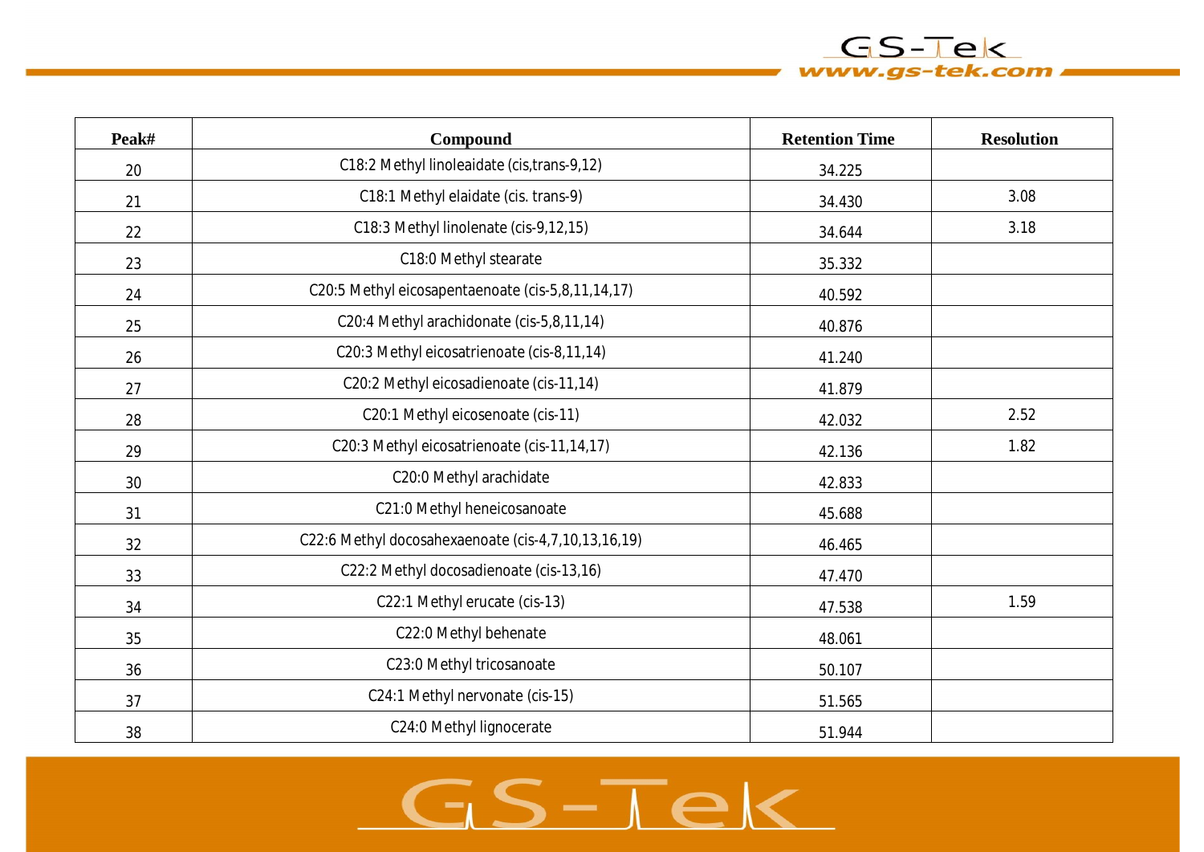| Peak# | Compound | Retention Time | Resolution |
|---|---|---|---|
| 20 | C18:2 Methyl linoleaidate (cis,trans-9,12) | 34.225 | |
| 21 | C18:1 Methyl elaidate (cis. trans-9) | 34.430 | 3.08 |
| 22 | C18:3 Methyl linolenate (cis-9,12,15) | 34.644 | 3.18 |
| 23 | C18:0 Methyl stearate | 35.332 | |
| 24 | C20:5 Methyl eicosapentaenoate (cis-5,8,11,14,17) | 40.592 | |
| 25 | C20:4 Methyl arachidonate (cis-5,8,11,14) | 40.876 | |
| 26 | C20:3 Methyl eicosatrienoate (cis-8,11,14) | 41.240 | |
| 27 | C20:2 Methyl eicosadienoate (cis-11,14) | 41.879 | |
| 28 | C20:1 Methyl eicosenoate (cis-11) | 42.032 | 2.52 |
| 29 | C20:3 Methyl eicosatrienoate (cis-11,14,17) | 42.136 | 1.82 |
| 30 | C20:0 Methyl arachidate | 42.833 | |
| 31 | C21:0 Methyl heneicosanoate | 45.688 | |
| 32 | C22:6 Methyl docosahexaenoate (cis-4,7,10,13,16,19) | 46.465 | |
| 33 | C22:2 Methyl docosadienoate (cis-13,16) | 47.470 | |
| 34 | C22:1 Methyl erucate (cis-13) | 47.538 | 1.59 |
| 35 | C22:0 Methyl behenate | 48.061 | |
| 36 | C23:0 Methyl tricosanoate | 50.107 | |
| 37 | C24:1 Methyl nervonate (cis-15) | 51.565 | |
| 38 | C24:0 Methyl lignocerate | 51.944 | |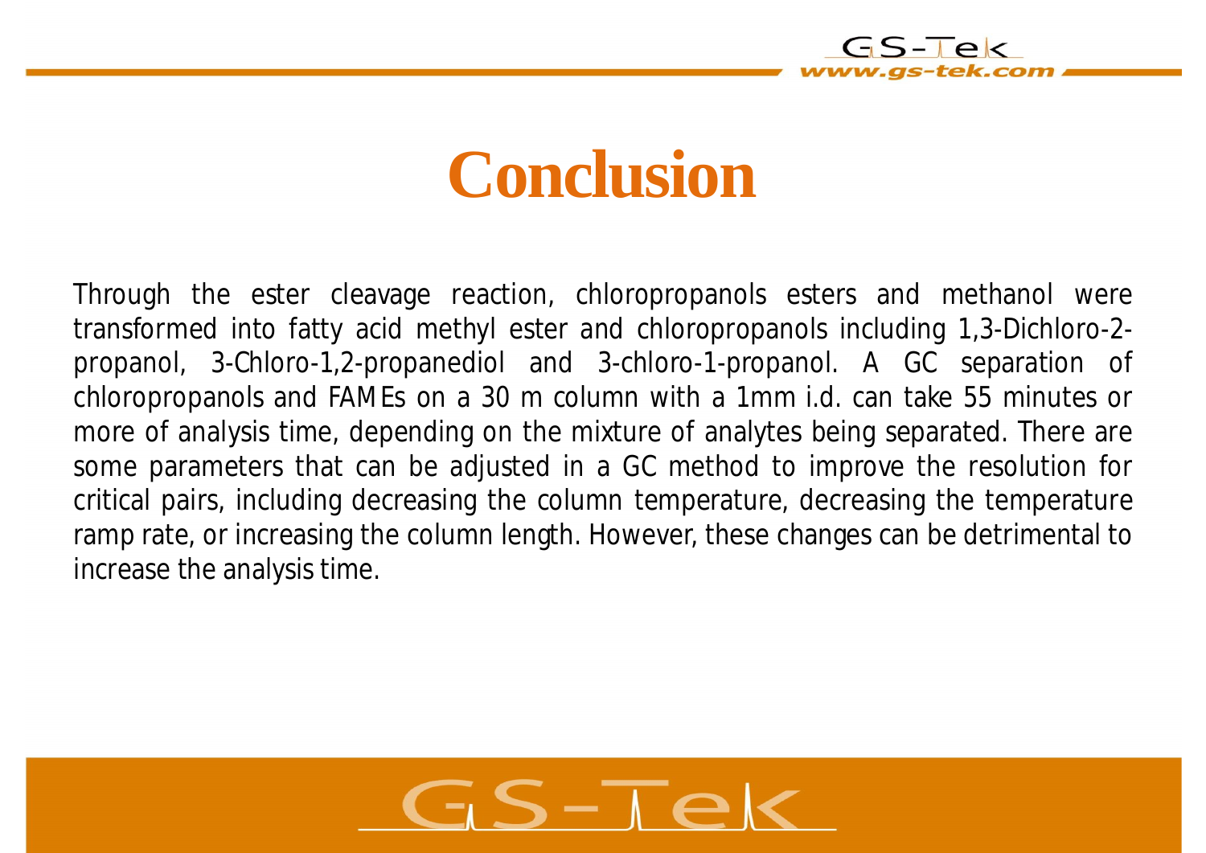# Conclusion

Through the ester cleavage reaction, chloropropanols esters and methanol were transformed into fatty acid methyl ester and chloropropanols including 1,3-Dichloro-2-propanol, 3-Chloro-1,2-propanediol and 3-chloro-1-propanol. A GC separation of chloropropanols and FAMEs on a 30 m column with a 1mm i.d. can take 55 minutes or more of analysis time, depending on the mixture of analytes being separated. There are some parameters that can be adjusted in a GC method to improve the resolution for critical pairs, including decreasing the column temperature, decreasing the temperature ramp rate, or increasing the column length. However, these changes can be detrimental to increase the analysis time.